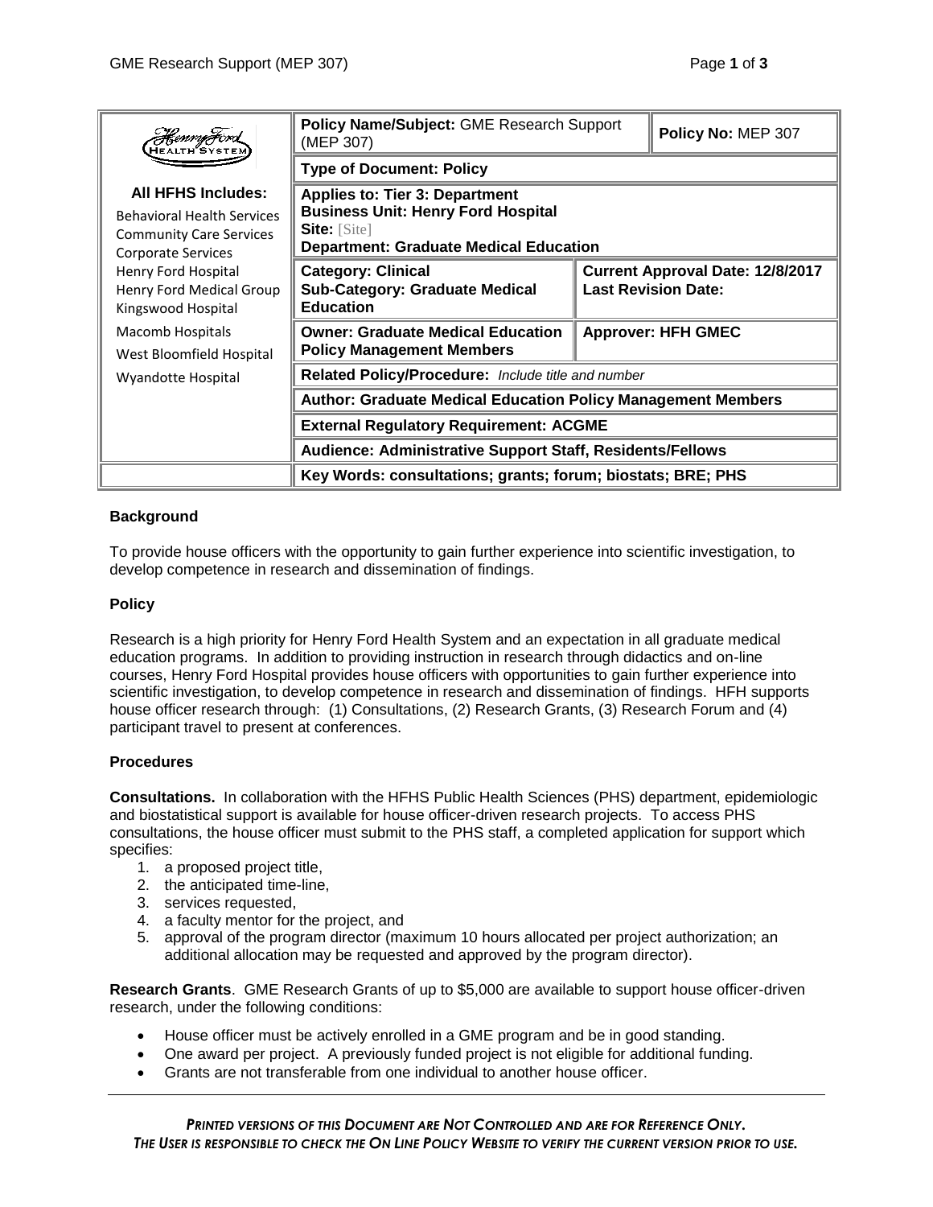| Henry Ford Health System | Policy Name/Subject: GME Research Support (MEP 307) | | Policy No: MEP 307 |
|---|---|---|---|
| | **Type of Document: Policy** | | |
| **All HFHS Includes:** Behavioral Health Services, Community Care Services, Corporate Services, Henry Ford Hospital, Henry Ford Medical Group, Kingswood Hospital, Macomb Hospitals, West Bloomfield Hospital, Wyandotte Hospital | **Applies to: Tier 3: Department**<br>**Business Unit: Henry Ford Hospital**<br>**Site:** [Site]<br>**Department: Graduate Medical Education** | | |
| | **Category: Clinical**<br>**Sub-Category: Graduate Medical Education** | **Current Approval Date: 12/8/2017**<br>**Last Revision Date:** | |
| | **Owner: Graduate Medical Education Policy Management Members** | **Approver: HFH GMEC** | |
| | **Related Policy/Procedure:** *Include title and number* | | |
| | **Author: Graduate Medical Education Policy Management Members** | | |
| | **External Regulatory Requirement: ACGME** | | |
| | **Audience: Administrative Support Staff, Residents/Fellows** | | |
| | **Key Words: consultations; grants; forum; biostats; BRE; PHS** | | |

**Background**

To provide house officers with the opportunity to gain further experience into scientific investigation, to develop competence in research and dissemination of findings.

**Policy**

Research is a high priority for Henry Ford Health System and an expectation in all graduate medical education programs. In addition to providing instruction in research through didactics and on-line courses, Henry Ford Hospital provides house officers with opportunities to gain further experience into scientific investigation, to develop competence in research and dissemination of findings. HFH supports house officer research through: (1) Consultations, (2) Research Grants, (3) Research Forum and (4) participant travel to present at conferences.

**Procedures**

**Consultations.** In collaboration with the HFHS Public Health Sciences (PHS) department, epidemiologic and biostatistical support is available for house officer-driven research projects. To access PHS consultations, the house officer must submit to the PHS staff, a completed application for support which specifies:

1. a proposed project title,
2. the anticipated time-line,
3. services requested,
4. a faculty mentor for the project, and
5. approval of the program director (maximum 10 hours allocated per project authorization; an additional allocation may be requested and approved by the program director).

**Research Grants**. GME Research Grants of up to $5,000 are available to support house officer-driven research, under the following conditions:

- House officer must be actively enrolled in a GME program and be in good standing.
- One award per project. A previously funded project is not eligible for additional funding.
- Grants are not transferable from one individual to another house officer.

*PRINTED VERSIONS OF THIS DOCUMENT ARE NOT CONTROLLED AND ARE FOR REFERENCE ONLY.*
*THE USER IS RESPONSIBLE TO CHECK THE ON LINE POLICY WEBSITE TO VERIFY THE CURRENT VERSION PRIOR TO USE.*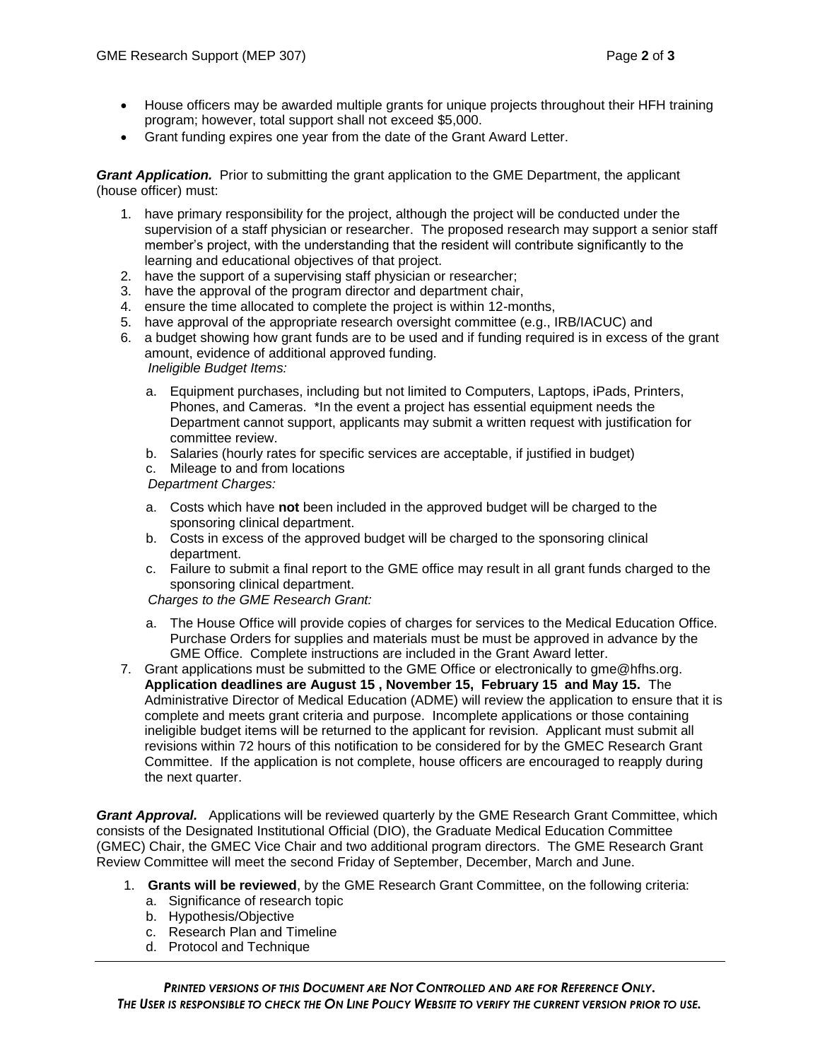- House officers may be awarded multiple grants for unique projects throughout their HFH training program; however, total support shall not exceed $5,000.
- Grant funding expires one year from the date of the Grant Award Letter.

***Grant Application.*** Prior to submitting the grant application to the GME Department, the applicant (house officer) must:

1. have primary responsibility for the project, although the project will be conducted under the supervision of a staff physician or researcher. The proposed research may support a senior staff member's project, with the understanding that the resident will contribute significantly to the learning and educational objectives of that project.
2. have the support of a supervising staff physician or researcher;
3. have the approval of the program director and department chair,
4. ensure the time allocated to complete the project is within 12-months,
5. have approval of the appropriate research oversight committee (e.g., IRB/IACUC) and
6. a budget showing how grant funds are to be used and if funding required is in excess of the grant amount, evidence of additional approved funding.

   *Ineligible Budget Items:*

   a. Equipment purchases, including but not limited to Computers, Laptops, iPads, Printers, Phones, and Cameras. *In the event a project has essential equipment needs the Department cannot support, applicants may submit a written request with justification for committee review.
   b. Salaries (hourly rates for specific services are acceptable, if justified in budget)
   c. Mileage to and from locations

   *Department Charges:*

   a. Costs which have **not** been included in the approved budget will be charged to the sponsoring clinical department.
   b. Costs in excess of the approved budget will be charged to the sponsoring clinical department.
   c. Failure to submit a final report to the GME office may result in all grant funds charged to the sponsoring clinical department.

   *Charges to the GME Research Grant:*

   a. The House Office will provide copies of charges for services to the Medical Education Office. Purchase Orders for supplies and materials must be must be approved in advance by the GME Office. Complete instructions are included in the Grant Award letter.
7. Grant applications must be submitted to the GME Office or electronically to gme@hfhs.org. **Application deadlines are August 15 , November 15, February 15 and May 15.** The Administrative Director of Medical Education (ADME) will review the application to ensure that it is complete and meets grant criteria and purpose. Incomplete applications or those containing ineligible budget items will be returned to the applicant for revision. Applicant must submit all revisions within 72 hours of this notification to be considered for by the GMEC Research Grant Committee. If the application is not complete, house officers are encouraged to reapply during the next quarter.

***Grant Approval.*** Applications will be reviewed quarterly by the GME Research Grant Committee, which consists of the Designated Institutional Official (DIO), the Graduate Medical Education Committee (GMEC) Chair, the GMEC Vice Chair and two additional program directors. The GME Research Grant Review Committee will meet the second Friday of September, December, March and June.

1. **Grants will be reviewed**, by the GME Research Grant Committee, on the following criteria:
   a. Significance of research topic
   b. Hypothesis/Objective
   c. Research Plan and Timeline
   d. Protocol and Technique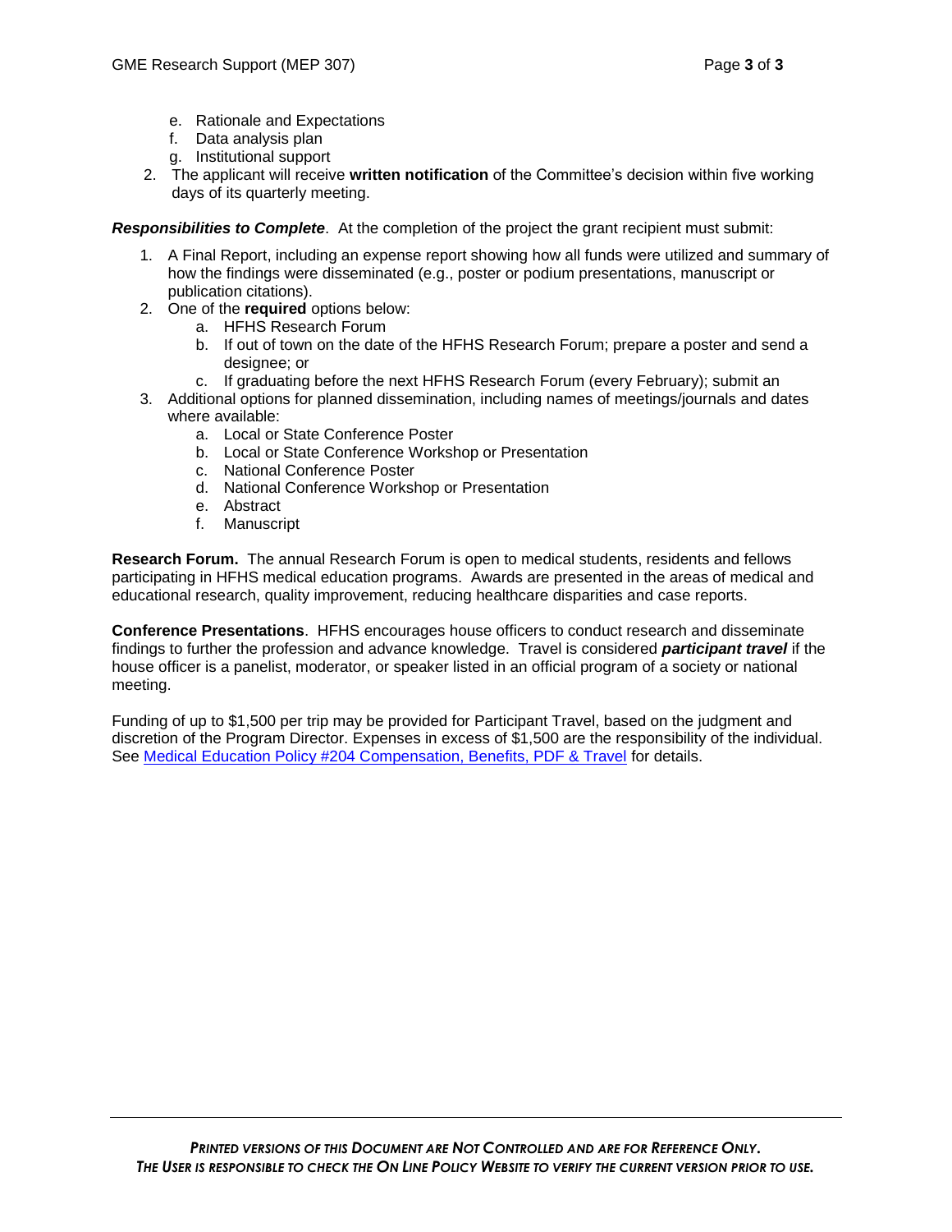e. Rationale and Expectations
f. Data analysis plan
g. Institutional support

2. The applicant will receive **written notification** of the Committee's decision within five working days of its quarterly meeting.

***Responsibilities to Complete***. At the completion of the project the grant recipient must submit:

1. A Final Report, including an expense report showing how all funds were utilized and summary of how the findings were disseminated (e.g., poster or podium presentations, manuscript or publication citations).
2. One of the **required** options below:
   a. HFHS Research Forum
   b. If out of town on the date of the HFHS Research Forum; prepare a poster and send a designee; or
   c. If graduating before the next HFHS Research Forum (every February); submit an
3. Additional options for planned dissemination, including names of meetings/journals and dates where available:
   a. Local or State Conference Poster
   b. Local or State Conference Workshop or Presentation
   c. National Conference Poster
   d. National Conference Workshop or Presentation
   e. Abstract
   f. Manuscript

**Research Forum.** The annual Research Forum is open to medical students, residents and fellows participating in HFHS medical education programs. Awards are presented in the areas of medical and educational research, quality improvement, reducing healthcare disparities and case reports.

**Conference Presentations**. HFHS encourages house officers to conduct research and disseminate findings to further the profession and advance knowledge. Travel is considered ***participant travel*** if the house officer is a panelist, moderator, or speaker listed in an official program of a society or national meeting.

Funding of up to $1,500 per trip may be provided for Participant Travel, based on the judgment and discretion of the Program Director. Expenses in excess of $1,500 are the responsibility of the individual. See [Medical Education Policy #204 Compensation, Benefits, PDF & Travel] for details.

*PRINTED VERSIONS OF THIS DOCUMENT ARE NOT CONTROLLED AND ARE FOR REFERENCE ONLY.*
*THE USER IS RESPONSIBLE TO CHECK THE ON LINE POLICY WEBSITE TO VERIFY THE CURRENT VERSION PRIOR TO USE.*